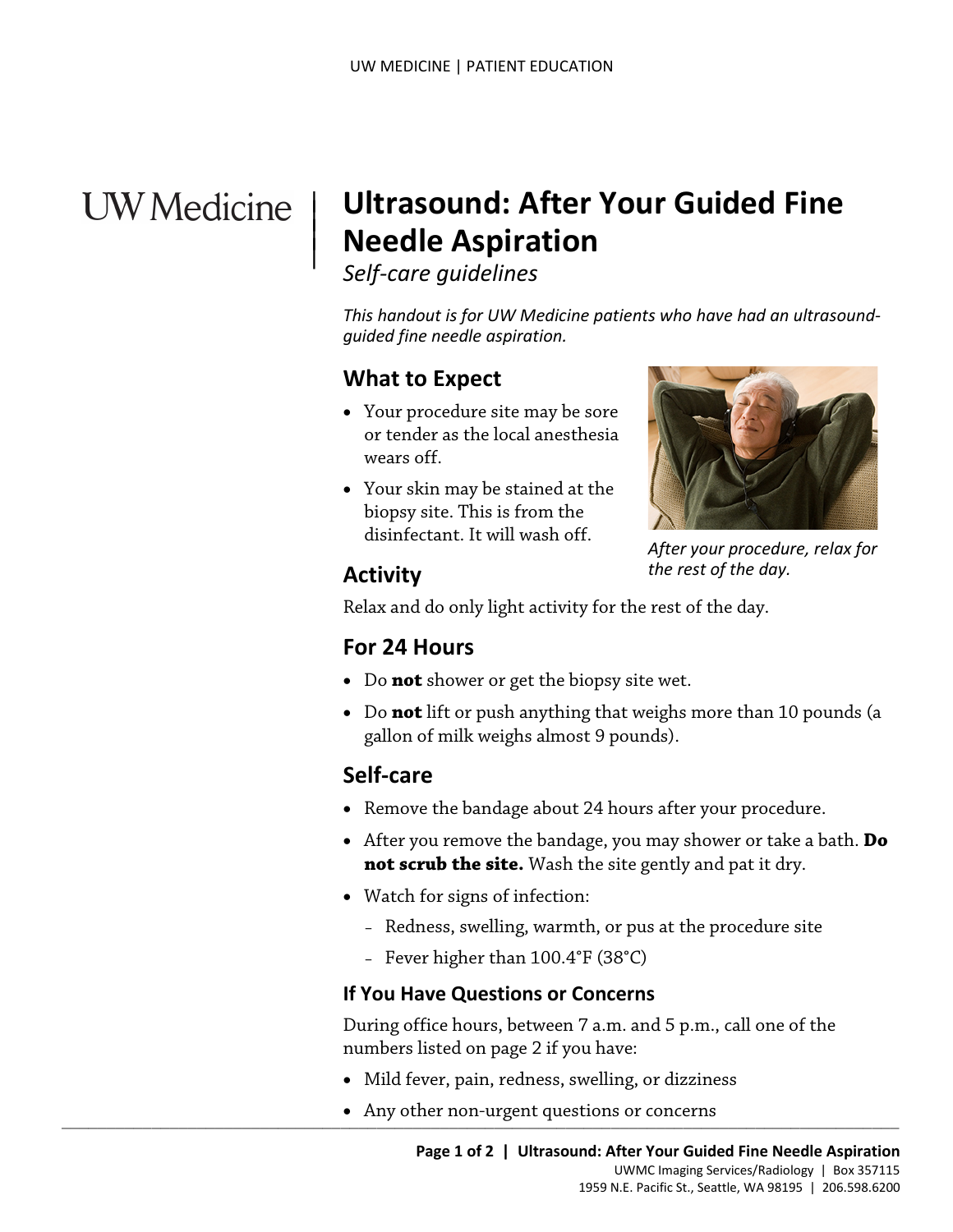UW Medicine

# Ultrasound: After Your Guided Fine Needle Aspiration

*Self-care guidelines*

*This handout is for UW Medicine patients who have had an ultrasound-guided fine needle aspiration.*

## What to Expect

- Your procedure site may be sore or tender as the local anesthesia wears off.
- Your skin may be stained at the biopsy site. This is from the disinfectant. It will wash off.

*After your procedure, relax for the rest of the day.*

## Activity

Relax and do only light activity for the rest of the day.

## For 24 Hours

- Do **not** shower or get the biopsy site wet.
- Do **not** lift or push anything that weighs more than 10 pounds (a gallon of milk weighs almost 9 pounds).

## Self-care

- Remove the bandage about 24 hours after your procedure.
- After you remove the bandage, you may shower or take a bath. **Do not scrub the site.** Wash the site gently and pat it dry.
- Watch for signs of infection:
  - Redness, swelling, warmth, or pus at the procedure site
  - Fever higher than 100.4°F (38°C)

### If You Have Questions or Concerns

During office hours, between 7 a.m. and 5 p.m., call one of the numbers listed on page 2 if you have:

- Mild fever, pain, redness, swelling, or dizziness
- Any other non-urgent questions or concerns

UWMC Imaging Services/Radiology | Box 357115
1959 N.E. Pacific St., Seattle, WA 98195 | 206.598.6200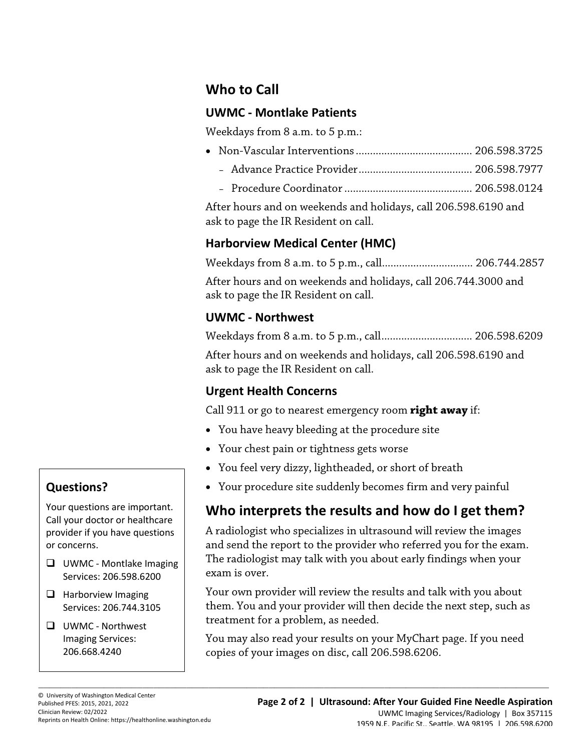## Who to Call

### UWMC - Montlake Patients

Weekdays from 8 a.m. to 5 p.m.:

- Non-Vascular Interventions ........................................ 206.598.3725
  - Advance Practice Provider ........................................ 206.598.7977
  - Procedure Coordinator ............................................ 206.598.0124

After hours and on weekends and holidays, call 206.598.6190 and ask to page the IR Resident on call.

### Harborview Medical Center (HMC)

Weekdays from 8 a.m. to 5 p.m., call................................ 206.744.2857

After hours and on weekends and holidays, call 206.744.3000 and ask to page the IR Resident on call.

### UWMC - Northwest

Weekdays from 8 a.m. to 5 p.m., call................................ 206.598.6209

After hours and on weekends and holidays, call 206.598.6190 and ask to page the IR Resident on call.

### Urgent Health Concerns

Call 911 or go to nearest emergency room **right away** if:

- You have heavy bleeding at the procedure site
- Your chest pain or tightness gets worse
- You feel very dizzy, lightheaded, or short of breath
- Your procedure site suddenly becomes firm and very painful

## Who interprets the results and how do I get them?

A radiologist who specializes in ultrasound will review the images and send the report to the provider who referred you for the exam. The radiologist may talk with you about early findings when your exam is over.

Your own provider will review the results and talk with you about them. You and your provider will then decide the next step, such as treatment for a problem, as needed.

You may also read your results on your MyChart page. If you need copies of your images on disc, call 206.598.6206.

### Questions?

Your questions are important. Call your doctor or healthcare provider if you have questions or concerns.

- ❑ UWMC - Montlake Imaging Services: 206.598.6200
- ❑ Harborview Imaging Services: 206.744.3105
- ❑ UWMC - Northwest Imaging Services: 206.668.4240

© University of Washington Medical Center
Published PFES: 2015, 2021, 2022
Clinician Review: 02/2022
Reprints on Health Online: https://healthonline.washington.edu

UWMC Imaging Services/Radiology | Box 357115
1959 N.E. Pacific St., Seattle, WA 98195 | 206.598.6200